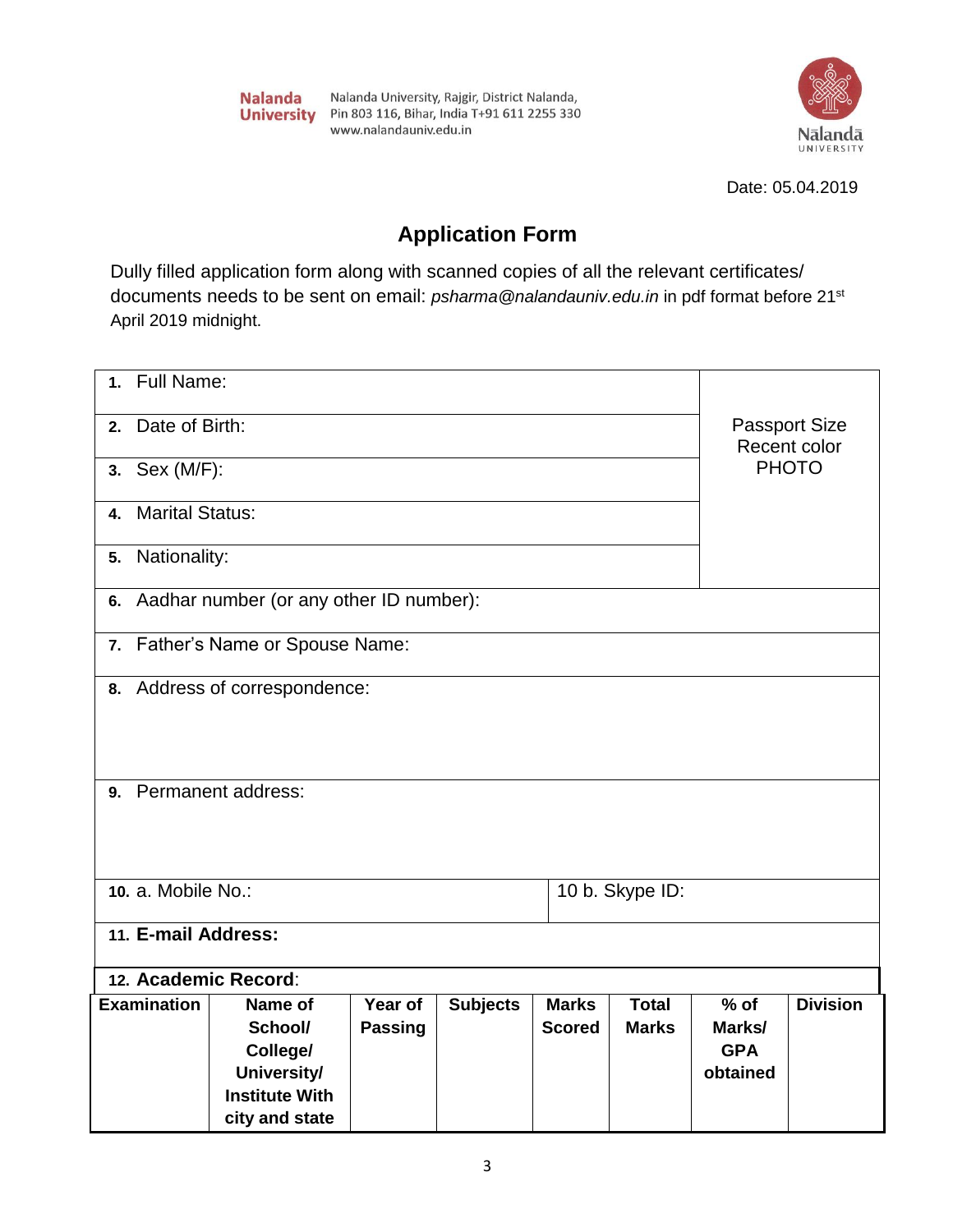**Nalanda University** Nalanda University, Rajgir, District Nalanda, Pin 803 116, Bihar, India T+91 611 2255 330 www.nalandauniv.edu.in

Nālandā UNIVERSITY

Date: 05.04.2019

# Application Form

Dully filled application form along with scanned copies of all the relevant certificates/ documents needs to be sent on email: *psharma@nalandauniv.edu.in* in pdf format before 21st April 2019 midnight.

| | |
|---|---|
| **1.** Full Name: | Passport Size Recent color PHOTO |
| **2.** Date of Birth: | |
| **3.** Sex (M/F): | |
| **4.** Marital Status: | |
| **5.** Nationality: | |
| **6.** Aadhar number (or any other ID number): | |
| **7.** Father's Name or Spouse Name: | |
| **8.** Address of correspondence: | |
| **9.** Permanent address: | |
| **10.** a. Mobile No.: | 10 b. Skype ID: |
| **11. E-mail Address:** | |

**12. Academic Record**:

| Examination | Name of School/ College/ University/ Institute With city and state | Year of Passing | Subjects | Marks Scored | Total Marks | % of Marks/ GPA obtained | Division |
|---|---|---|---|---|---|---|---|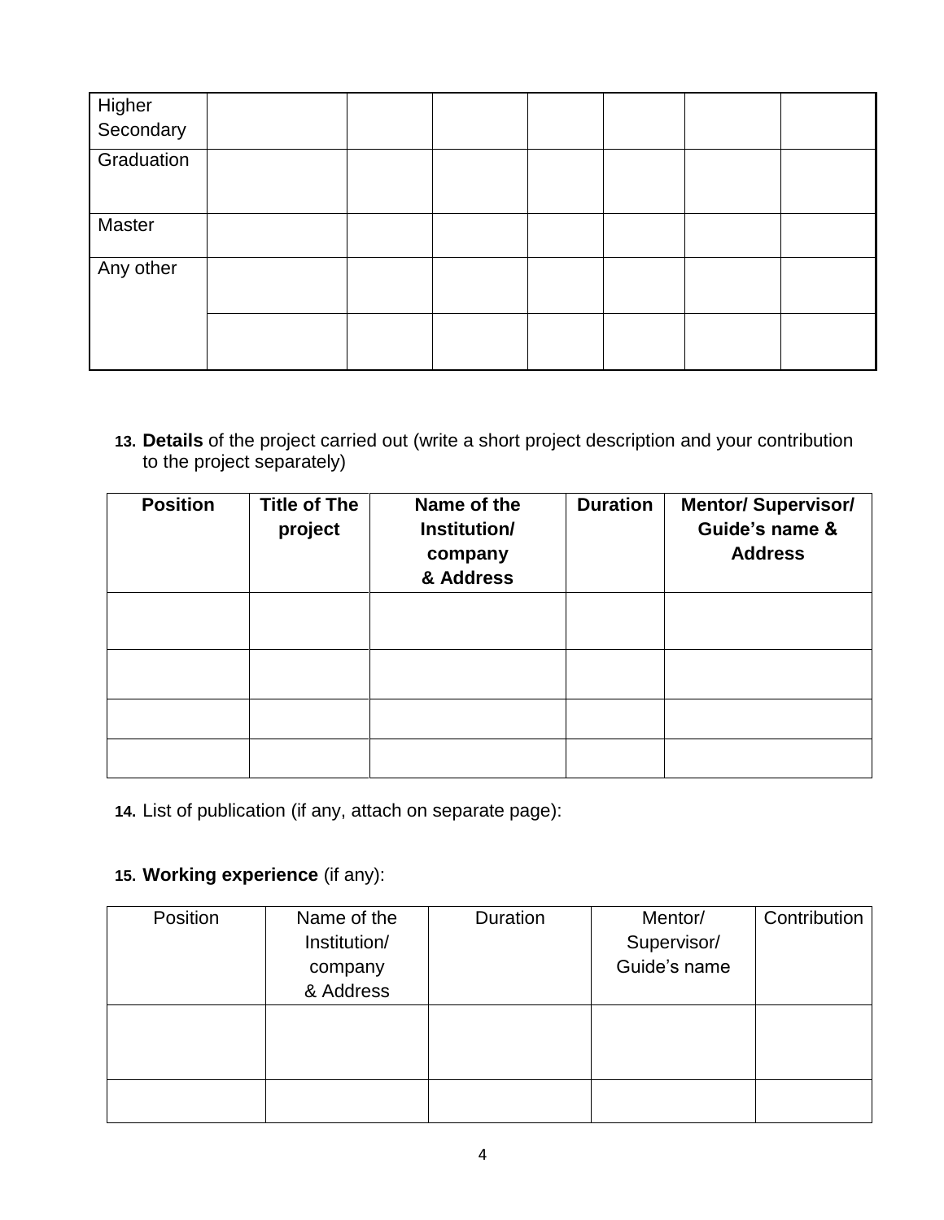| | | | | | | | |
|---|---|---|---|---|---|---|---|
| Higher Secondary | | | | | | | |
| Graduation | | | | | | | |
| Master | | | | | | | |
| Any other | | | | | | | |
| | | | | | | | |

13. **Details** of the project carried out (write a short project description and your contribution to the project separately)

| **Position** | **Title of The project** | **Name of the Institution/ company & Address** | **Duration** | **Mentor/ Supervisor/ Guide's name & Address** |
|---|---|---|---|---|
| | | | | |
| | | | | |
| | | | | |
| | | | | |

14. List of publication (if any, attach on separate page):

15. **Working experience** (if any):

| Position | Name of the Institution/ company & Address | Duration | Mentor/ Supervisor/ Guide's name | Contribution |
|---|---|---|---|---|
| | | | | |
| | | | | |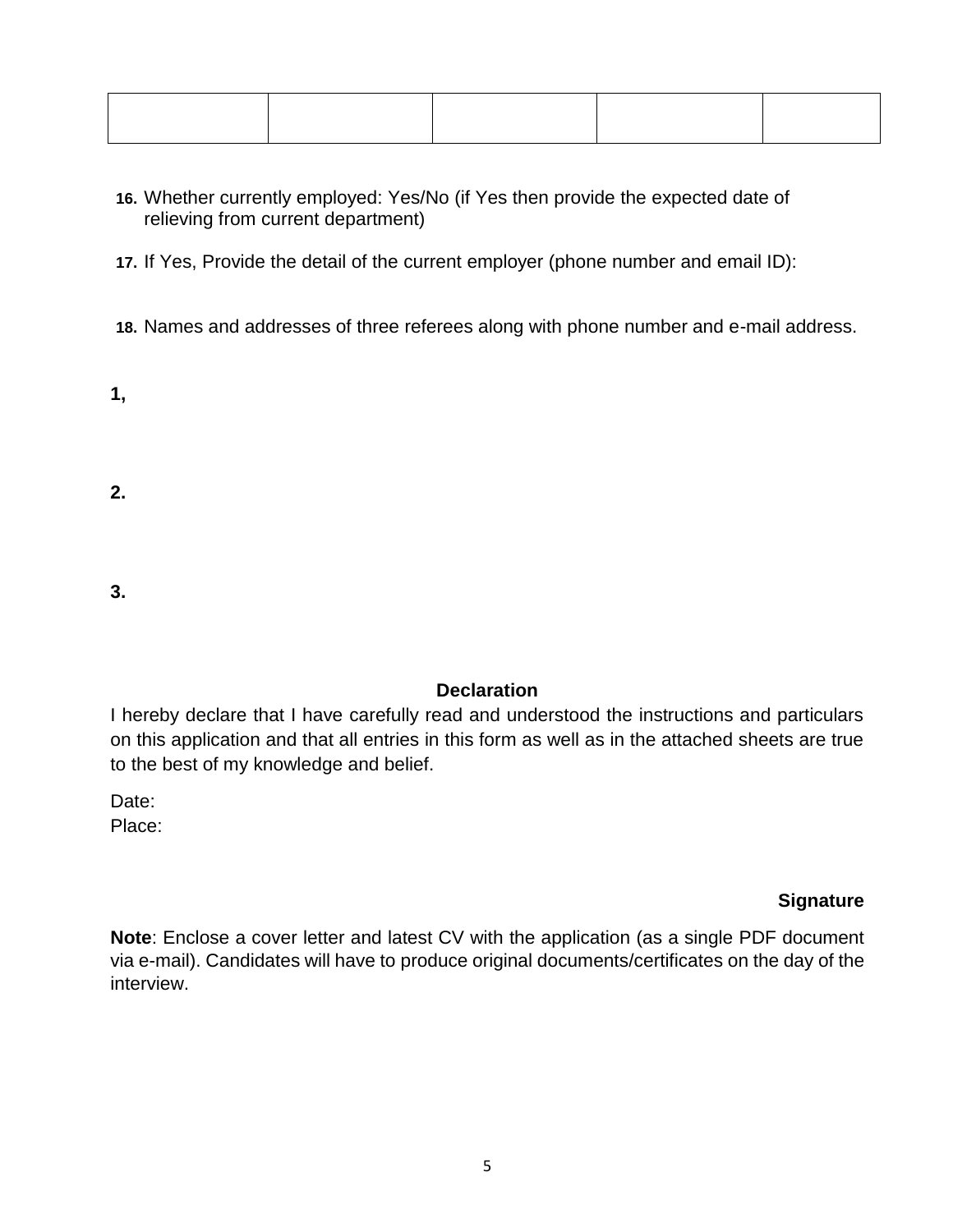| | | | | |
|---|---|---|---|---|
| | | | | |

16. Whether currently employed: Yes/No (if Yes then provide the expected date of relieving from current department)

17. If Yes, Provide the detail of the current employer (phone number and email ID):

18. Names and addresses of three referees along with phone number and e-mail address.

**1,**

**2.**

**3.**

**Declaration**

I hereby declare that I have carefully read and understood the instructions and particulars on this application and that all entries in this form as well as in the attached sheets are true to the best of my knowledge and belief.

Date:
Place:

**Signature**

**Note**: Enclose a cover letter and latest CV with the application (as a single PDF document via e-mail). Candidates will have to produce original documents/certificates on the day of the interview.